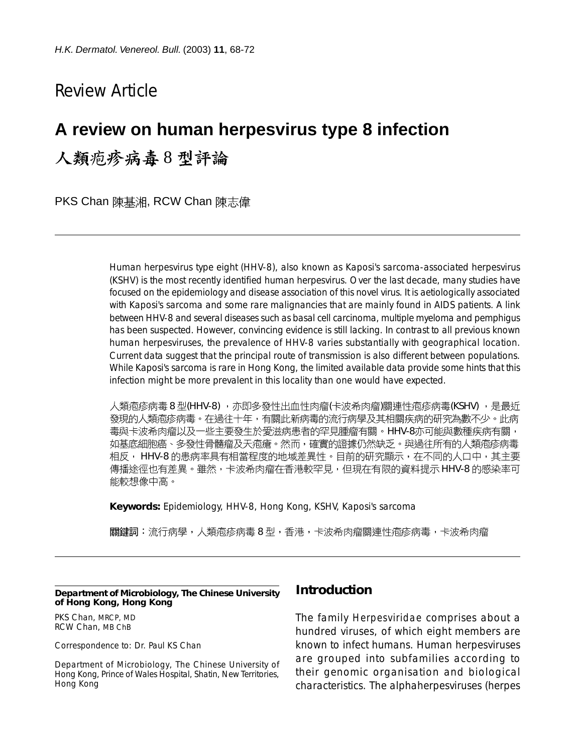Review Article

# A review on human herpesvirus type 8 infection

# 人類疱疹病毒 8 型評論

PKS Chan 陳基湘, RCW Chan 陳志偉

Human herpesvirus type eight (HHV-8), also known as Kaposi's sarcoma-associated herpesvirus (KSHV) is the most recently identified human herpesvirus. Over the last decade, many studies have focused on the epidemiology and disease association of this novel virus. It is aetiologically associated with Kaposi's sarcoma and some rare malignancies that are mainly found in AIDS patients. A link between HHV-8 and several diseases such as basal cell carcinoma, multiple myeloma and pemphigus has been suspected. However, convincing evidence is still lacking. In contrast to all previous known human herpesviruses, the prevalence of HHV-8 varies substantially with geographical location. Current data suggest that the principal route of transmission is also different between populations. While Kaposi's sarcoma is rare in Hong Kong, the limited available data provide some hints that this infection might be more prevalent in this locality than one would have expected.

人類疱疹病毒 8 型(HHV-8) ，亦即多發性出血性肉瘤(卡波希肉瘤)關連性疱疹病毒(KSHV) ，是最近發現的人類疱疹病毒。在過往十年，有關此新病毒的流行病學及其相關疾病的研究為數不少。此病毒與卡波希肉瘤以及一些主要發生於愛滋病患者的罕見腫瘤有關。HHV-8亦可能與數種疾病有關，如基底細胞癌、多發性骨髓瘤及天疱瘡。然而，確實的證據仍然缺乏。與過往所有的人類疱疹病毒相反， HHV-8 的患病率具有相當程度的地域差異性。目前的研究顯示，在不同的人口中，其主要傳播途徑也有差異。雖然，卡波希肉瘤在香港較罕見，但現在有限的資料提示 HHV-8 的感染率可能較想像中高。

**Keywords:** Epidemiology, HHV-8, Hong Kong, KSHV, Kaposi's sarcoma

**關鍵詞**：流行病學，人類疱疹病毒 8 型，香港，卡波希肉瘤關連性疱疹病毒，卡波希肉瘤

**Department of Microbiology, The Chinese University of Hong Kong, Hong Kong**

PKS Chan, MRCP, MD
RCW Chan, MB ChB

Correspondence to: Dr. Paul KS Chan

Department of Microbiology, The Chinese University of Hong Kong, Prince of Wales Hospital, Shatin, New Territories, Hong Kong

## Introduction

The family *Herpesviridae* comprises about a hundred viruses, of which eight members are known to infect humans. Human herpesviruses are grouped into subfamilies according to their genomic organisation and biological characteristics. The alphaherpesviruses (herpes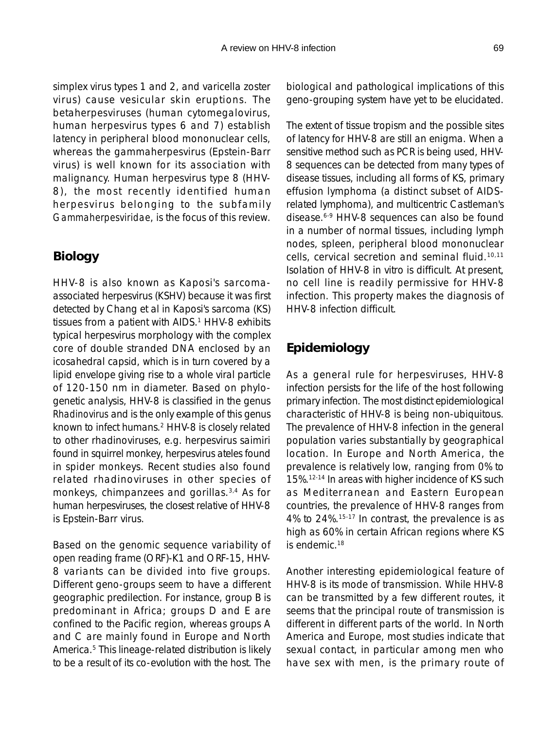simplex virus types 1 and 2, and varicella zoster virus) cause vesicular skin eruptions. The betaherpesviruses (human cytomegalovirus, human herpesvirus types 6 and 7) establish latency in peripheral blood mononuclear cells, whereas the gammaherpesvirus (Epstein-Barr virus) is well known for its association with malignancy. Human herpesvirus type 8 (HHV-8), the most recently identified human herpesvirus belonging to the subfamily *Gammaherpesviridae*, is the focus of this review.

## Biology

HHV-8 is also known as Kaposi's sarcoma-associated herpesvirus (KSHV) because it was first detected by Chang et al in Kaposi's sarcoma (KS) tissues from a patient with AIDS.[1] HHV-8 exhibits typical herpesvirus morphology with the complex core of double stranded DNA enclosed by an icosahedral capsid, which is in turn covered by a lipid envelope giving rise to a whole viral particle of 120-150 nm in diameter. Based on phylogenetic analysis, HHV-8 is classified in the genus *Rhadinovirus* and is the only example of this genus known to infect humans.[2] HHV-8 is closely related to other rhadinoviruses, e.g. herpesvirus saimiri found in squirrel monkey, herpesvirus ateles found in spider monkeys. Recent studies also found related rhadinoviruses in other species of monkeys, chimpanzees and gorillas.[3,4] As for human herpesviruses, the closest relative of HHV-8 is Epstein-Barr virus.

Based on the genomic sequence variability of open reading frame (ORF)-K1 and ORF-15, HHV-8 variants can be divided into five groups. Different geno-groups seem to have a different geographic predilection. For instance, group B is predominant in Africa; groups D and E are confined to the Pacific region, whereas groups A and C are mainly found in Europe and North America.[5] This lineage-related distribution is likely to be a result of its co-evolution with the host. The biological and pathological implications of this geno-grouping system have yet to be elucidated.

The extent of tissue tropism and the possible sites of latency for HHV-8 are still an enigma. When a sensitive method such as PCR is being used, HHV-8 sequences can be detected from many types of disease tissues, including all forms of KS, primary effusion lymphoma (a distinct subset of AIDS-related lymphoma), and multicentric Castleman's disease.[6-9] HHV-8 sequences can also be found in a number of normal tissues, including lymph nodes, spleen, peripheral blood mononuclear cells, cervical secretion and seminal fluid.[10,11] Isolation of HHV-8 in vitro is difficult. At present, no cell line is readily permissive for HHV-8 infection. This property makes the diagnosis of HHV-8 infection difficult.

## Epidemiology

As a general rule for herpesviruses, HHV-8 infection persists for the life of the host following primary infection. The most distinct epidemiological characteristic of HHV-8 is being non-ubiquitous. The prevalence of HHV-8 infection in the general population varies substantially by geographical location. In Europe and North America, the prevalence is relatively low, ranging from 0% to 15%.[12-14] In areas with higher incidence of KS such as Mediterranean and Eastern European countries, the prevalence of HHV-8 ranges from 4% to 24%.[15-17] In contrast, the prevalence is as high as 60% in certain African regions where KS is endemic.[18]

Another interesting epidemiological feature of HHV-8 is its mode of transmission. While HHV-8 can be transmitted by a few different routes, it seems that the principal route of transmission is different in different parts of the world. In North America and Europe, most studies indicate that sexual contact, in particular among men who have sex with men, is the primary route of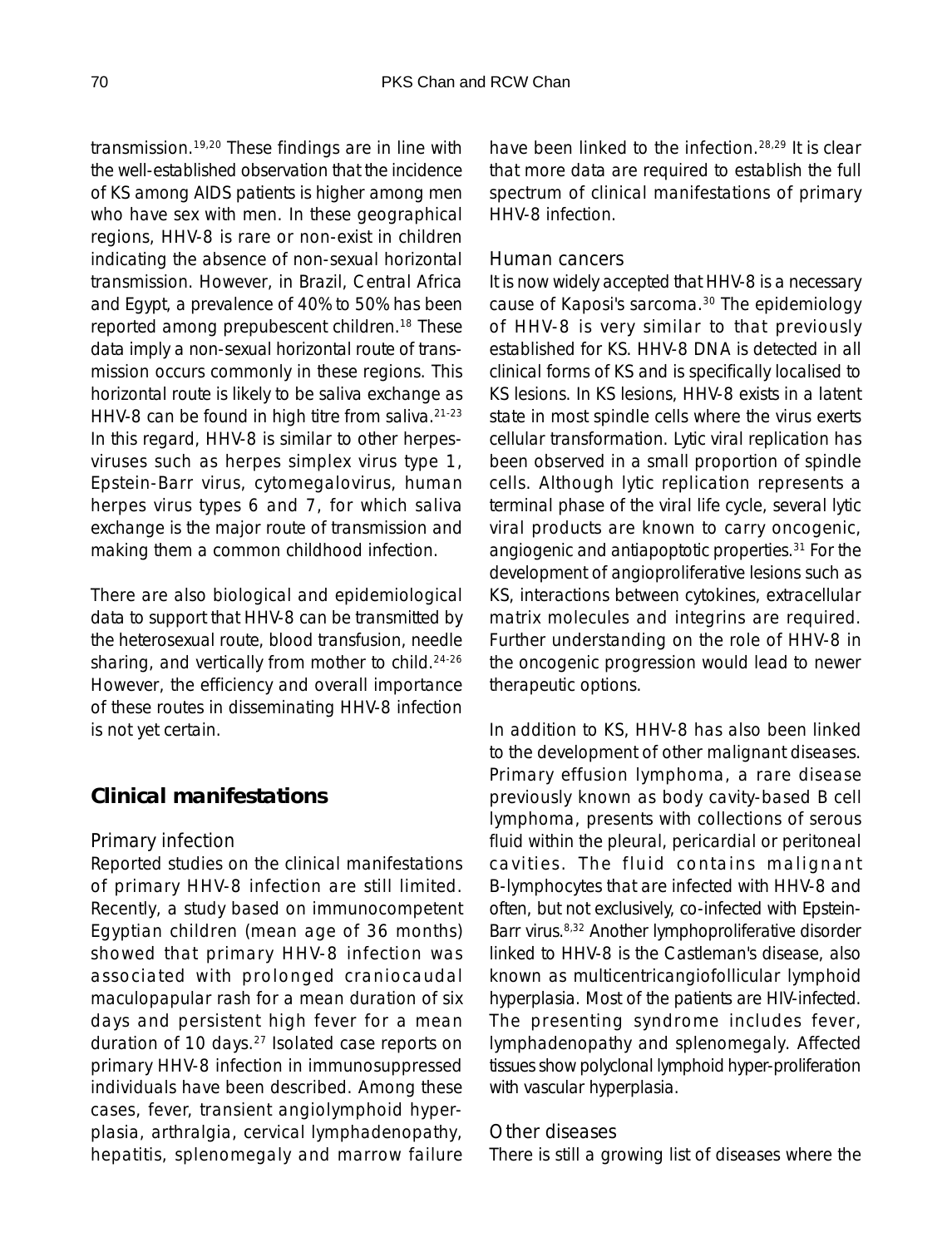transmission.[19,20] These findings are in line with the well-established observation that the incidence of KS among AIDS patients is higher among men who have sex with men. In these geographical regions, HHV-8 is rare or non-exist in children indicating the absence of non-sexual horizontal transmission. However, in Brazil, Central Africa and Egypt, a prevalence of 40% to 50% has been reported among prepubescent children.[18] These data imply a non-sexual horizontal route of transmission occurs commonly in these regions. This horizontal route is likely to be saliva exchange as HHV-8 can be found in high titre from saliva.[21-23] In this regard, HHV-8 is similar to other herpesviruses such as herpes simplex virus type 1, Epstein-Barr virus, cytomegalovirus, human herpes virus types 6 and 7, for which saliva exchange is the major route of transmission and making them a common childhood infection.

There are also biological and epidemiological data to support that HHV-8 can be transmitted by the heterosexual route, blood transfusion, needle sharing, and vertically from mother to child.[24-26] However, the efficiency and overall importance of these routes in disseminating HHV-8 infection is not yet certain.

## Clinical manifestations

### Primary infection

Reported studies on the clinical manifestations of primary HHV-8 infection are still limited. Recently, a study based on immunocompetent Egyptian children (mean age of 36 months) showed that primary HHV-8 infection was associated with prolonged craniocaudal maculopapular rash for a mean duration of six days and persistent high fever for a mean duration of 10 days.[27] Isolated case reports on primary HHV-8 infection in immunosuppressed individuals have been described. Among these cases, fever, transient angiolymphoid hyperplasia, arthralgia, cervical lymphadenopathy, hepatitis, splenomegaly and marrow failure have been linked to the infection.[28,29] It is clear that more data are required to establish the full spectrum of clinical manifestations of primary HHV-8 infection.

### Human cancers

It is now widely accepted that HHV-8 is a necessary cause of Kaposi's sarcoma.[30] The epidemiology of HHV-8 is very similar to that previously established for KS. HHV-8 DNA is detected in all clinical forms of KS and is specifically localised to KS lesions. In KS lesions, HHV-8 exists in a latent state in most spindle cells where the virus exerts cellular transformation. Lytic viral replication has been observed in a small proportion of spindle cells. Although lytic replication represents a terminal phase of the viral life cycle, several lytic viral products are known to carry oncogenic, angiogenic and antiapoptotic properties.[31] For the development of angioproliferative lesions such as KS, interactions between cytokines, extracellular matrix molecules and integrins are required. Further understanding on the role of HHV-8 in the oncogenic progression would lead to newer therapeutic options.

In addition to KS, HHV-8 has also been linked to the development of other malignant diseases. Primary effusion lymphoma, a rare disease previously known as body cavity-based B cell lymphoma, presents with collections of serous fluid within the pleural, pericardial or peritoneal cavities. The fluid contains malignant B-lymphocytes that are infected with HHV-8 and often, but not exclusively, co-infected with Epstein-Barr virus.[8,32] Another lymphoproliferative disorder linked to HHV-8 is the Castleman's disease, also known as multicentricangiofollicular lymphoid hyperplasia. Most of the patients are HIV-infected. The presenting syndrome includes fever, lymphadenopathy and splenomegaly. Affected tissues show polyclonal lymphoid hyper-proliferation with vascular hyperplasia.

### Other diseases

There is still a growing list of diseases where the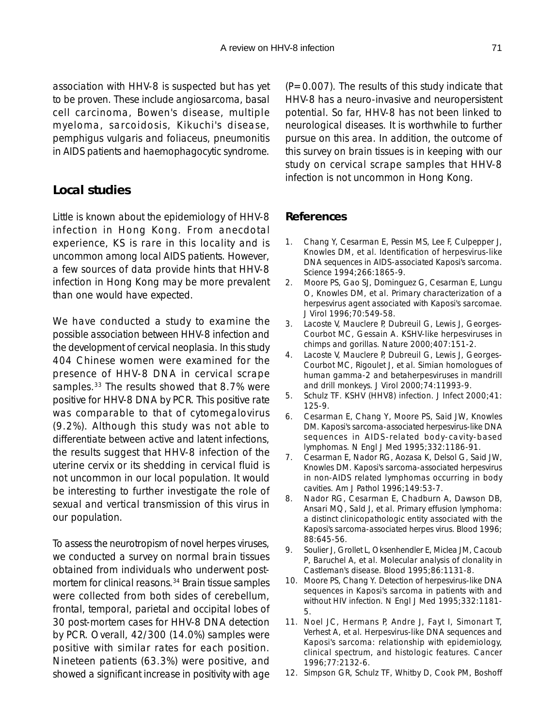association with HHV-8 is suspected but has yet to be proven. These include angiosarcoma, basal cell carcinoma, Bowen's disease, multiple myeloma, sarcoidosis, Kikuchi's disease, pemphigus vulgaris and foliaceus, pneumonitis in AIDS patients and haemophagocytic syndrome.

## Local studies

Little is known about the epidemiology of HHV-8 infection in Hong Kong. From anecdotal experience, KS is rare in this locality and is uncommon among local AIDS patients. However, a few sources of data provide hints that HHV-8 infection in Hong Kong may be more prevalent than one would have expected.

We have conducted a study to examine the possible association between HHV-8 infection and the development of cervical neoplasia. In this study 404 Chinese women were examined for the presence of HHV-8 DNA in cervical scrape samples.[33] The results showed that 8.7% were positive for HHV-8 DNA by PCR. This positive rate was comparable to that of cytomegalovirus (9.2%). Although this study was not able to differentiate between active and latent infections, the results suggest that HHV-8 infection of the uterine cervix or its shedding in cervical fluid is not uncommon in our local population. It would be interesting to further investigate the role of sexual and vertical transmission of this virus in our population.

To assess the neurotropism of novel herpes viruses, we conducted a survey on normal brain tissues obtained from individuals who underwent post-mortem for clinical reasons.[34] Brain tissue samples were collected from both sides of cerebellum, frontal, temporal, parietal and occipital lobes of 30 post-mortem cases for HHV-8 DNA detection by PCR. Overall, 42/300 (14.0%) samples were positive with similar rates for each position. Nineteen patients (63.3%) were positive, and showed a significant increase in positivity with age ($P=0.007$). The results of this study indicate that HHV-8 has a neuro-invasive and neuropersistent potential. So far, HHV-8 has not been linked to neurological diseases. It is worthwhile to further pursue on this area. In addition, the outcome of this survey on brain tissues is in keeping with our study on cervical scrape samples that HHV-8 infection is not uncommon in Hong Kong.

## References

1. Chang Y, Cesarman E, Pessin MS, Lee F, Culpepper J, Knowles DM, et al. Identification of herpesvirus-like DNA sequences in AIDS-associated Kaposi's sarcoma. Science 1994;266:1865-9.
2. Moore PS, Gao SJ, Dominguez G, Cesarman E, Lungu O, Knowles DM, et al. Primary characterization of a herpesvirus agent associated with Kaposi's sarcomae. J Virol 1996;70:549-58.
3. Lacoste V, Mauclere P, Dubreuil G, Lewis J, Georges-Courbot MC, Gessain A. KSHV-like herpesviruses in chimps and gorillas. Nature 2000;407:151-2.
4. Lacoste V, Mauclere P, Dubreuil G, Lewis J, Georges-Courbot MC, Rigoulet J, et al. Simian homologues of human gamma-2 and betaherpesviruses in mandrill and drill monkeys. J Virol 2000;74:11993-9.
5. Schulz TF. KSHV (HHV8) infection. J Infect 2000;41:125-9.
6. Cesarman E, Chang Y, Moore PS, Said JW, Knowles DM. Kaposi's sarcoma-associated herpesvirus-like DNA sequences in AIDS-related body-cavity-based lymphomas. N Engl J Med 1995;332:1186-91.
7. Cesarman E, Nador RG, Aozasa K, Delsol G, Said JW, Knowles DM. Kaposi's sarcoma-associated herpesvirus in non-AIDS related lymphomas occurring in body cavities. Am J Pathol 1996;149:53-7.
8. Nador RG, Cesarman E, Chadburn A, Dawson DB, Ansari MQ, Sald J, et al. Primary effusion lymphoma: a distinct clinicopathologic entity associated with the Kaposi's sarcoma-associated herpes virus. Blood 1996;88:645-56.
9. Soulier J, Grollet L, Oksenhendler E, Miclea JM, Cacoub P, Baruchel A, et al. Molecular analysis of clonality in Castleman's disease. Blood 1995;86:1131-8.
10. Moore PS, Chang Y. Detection of herpesvirus-like DNA sequences in Kaposi's sarcoma in patients with and without HIV infection. N Engl J Med 1995;332:1181-5.
11. Noel JC, Hermans P, Andre J, Fayt I, Simonart T, Verhest A, et al. Herpesvirus-like DNA sequences and Kaposi's sarcoma: relationship with epidemiology, clinical spectrum, and histologic features. Cancer 1996;77:2132-6.
12. Simpson GR, Schulz TF, Whitby D, Cook PM, Boshoff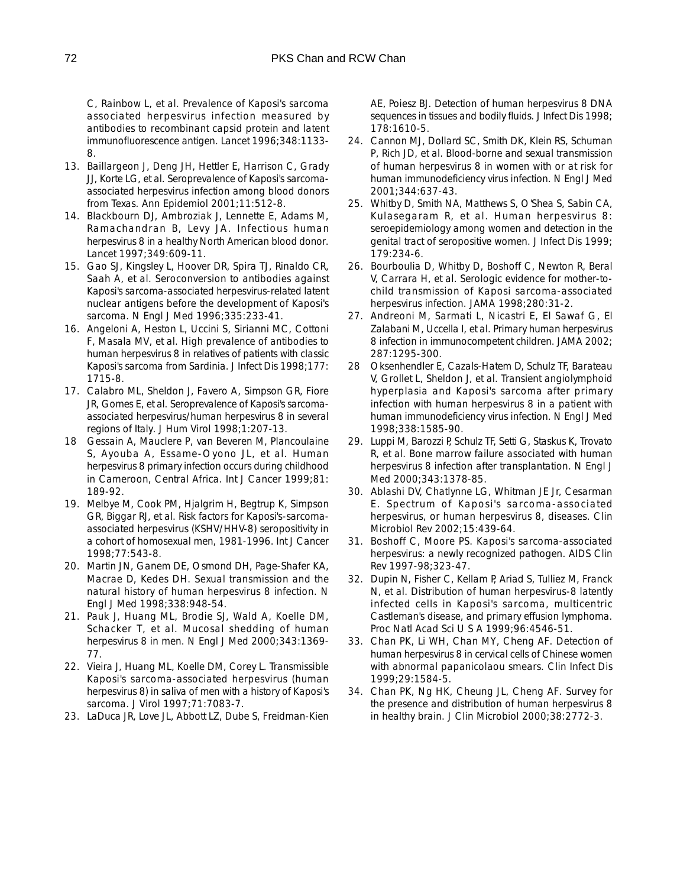C, Rainbow L, et al. Prevalence of Kaposi's sarcoma associated herpesvirus infection measured by antibodies to recombinant capsid protein and latent immunofluorescence antigen. Lancet 1996;348:1133-8.

13. Baillargeon J, Deng JH, Hettler E, Harrison C, Grady JJ, Korte LG, et al. Seroprevalence of Kaposi's sarcoma-associated herpesvirus infection among blood donors from Texas. Ann Epidemiol 2001;11:512-8.
14. Blackbourn DJ, Ambroziak J, Lennette E, Adams M, Ramachandran B, Levy JA. Infectious human herpesvirus 8 in a healthy North American blood donor. Lancet 1997;349:609-11.
15. Gao SJ, Kingsley L, Hoover DR, Spira TJ, Rinaldo CR, Saah A, et al. Seroconversion to antibodies against Kaposi's sarcoma-associated herpesvirus-related latent nuclear antigens before the development of Kaposi's sarcoma. N Engl J Med 1996;335:233-41.
16. Angeloni A, Heston L, Uccini S, Sirianni MC, Cottoni F, Masala MV, et al. High prevalence of antibodies to human herpesvirus 8 in relatives of patients with classic Kaposi's sarcoma from Sardinia. J Infect Dis 1998;177: 1715-8.
17. Calabro ML, Sheldon J, Favero A, Simpson GR, Fiore JR, Gomes E, et al. Seroprevalence of Kaposi's sarcoma-associated herpesvirus/human herpesvirus 8 in several regions of Italy. J Hum Virol 1998;1:207-13.
18. Gessain A, Mauclere P, van Beveren M, Plancoulaine S, Ayouba A, Essame-Oyono JL, et al. Human herpesvirus 8 primary infection occurs during childhood in Cameroon, Central Africa. Int J Cancer 1999;81: 189-92.
19. Melbye M, Cook PM, Hjalgrim H, Begtrup K, Simpson GR, Biggar RJ, et al. Risk factors for Kaposi's-sarcoma-associated herpesvirus (KSHV/HHV-8) seropositivity in a cohort of homosexual men, 1981-1996. Int J Cancer 1998;77:543-8.
20. Martin JN, Ganem DE, Osmond DH, Page-Shafer KA, Macrae D, Kedes DH. Sexual transmission and the natural history of human herpesvirus 8 infection. N Engl J Med 1998;338:948-54.
21. Pauk J, Huang ML, Brodie SJ, Wald A, Koelle DM, Schacker T, et al. Mucosal shedding of human herpesvirus 8 in men. N Engl J Med 2000;343:1369-77.
22. Vieira J, Huang ML, Koelle DM, Corey L. Transmissible Kaposi's sarcoma-associated herpesvirus (human herpesvirus 8) in saliva of men with a history of Kaposi's sarcoma. J Virol 1997;71:7083-7.
23. LaDuca JR, Love JL, Abbott LZ, Dube S, Freidman-Kien AE, Poiesz BJ. Detection of human herpesvirus 8 DNA sequences in tissues and bodily fluids. J Infect Dis 1998; 178:1610-5.
24. Cannon MJ, Dollard SC, Smith DK, Klein RS, Schuman P, Rich JD, et al. Blood-borne and sexual transmission of human herpesvirus 8 in women with or at risk for human immunodeficiency virus infection. N Engl J Med 2001;344:637-43.
25. Whitby D, Smith NA, Matthews S, O'Shea S, Sabin CA, Kulasegaram R, et al. Human herpesvirus 8: seroepidemiology among women and detection in the genital tract of seropositive women. J Infect Dis 1999; 179:234-6.
26. Bourboulia D, Whitby D, Boshoff C, Newton R, Beral V, Carrara H, et al. Serologic evidence for mother-to-child transmission of Kaposi sarcoma-associated herpesvirus infection. JAMA 1998;280:31-2.
27. Andreoni M, Sarmati L, Nicastri E, El Sawaf G, El Zalabani M, Uccella I, et al. Primary human herpesvirus 8 infection in immunocompetent children. JAMA 2002; 287:1295-300.
28. Oksenhendler E, Cazals-Hatem D, Schulz TF, Barateau V, Grollet L, Sheldon J, et al. Transient angiolymphoid hyperplasia and Kaposi's sarcoma after primary infection with human herpesvirus 8 in a patient with human immunodeficiency virus infection. N Engl J Med 1998;338:1585-90.
29. Luppi M, Barozzi P, Schulz TF, Setti G, Staskus K, Trovato R, et al. Bone marrow failure associated with human herpesvirus 8 infection after transplantation. N Engl J Med 2000;343:1378-85.
30. Ablashi DV, Chatlynne LG, Whitman JE Jr, Cesarman E. Spectrum of Kaposi's sarcoma-associated herpesvirus, or human herpesvirus 8, diseases. Clin Microbiol Rev 2002;15:439-64.
31. Boshoff C, Moore PS. Kaposi's sarcoma-associated herpesvirus: a newly recognized pathogen. AIDS Clin Rev 1997-98;323-47.
32. Dupin N, Fisher C, Kellam P, Ariad S, Tulliez M, Franck N, et al. Distribution of human herpesvirus-8 latently infected cells in Kaposi's sarcoma, multicentric Castleman's disease, and primary effusion lymphoma. Proc Natl Acad Sci U S A 1999;96:4546-51.
33. Chan PK, Li WH, Chan MY, Cheng AF. Detection of human herpesvirus 8 in cervical cells of Chinese women with abnormal papanicolaou smears. Clin Infect Dis 1999;29:1584-5.
34. Chan PK, Ng HK, Cheung JL, Cheng AF. Survey for the presence and distribution of human herpesvirus 8 in healthy brain. J Clin Microbiol 2000;38:2772-3.